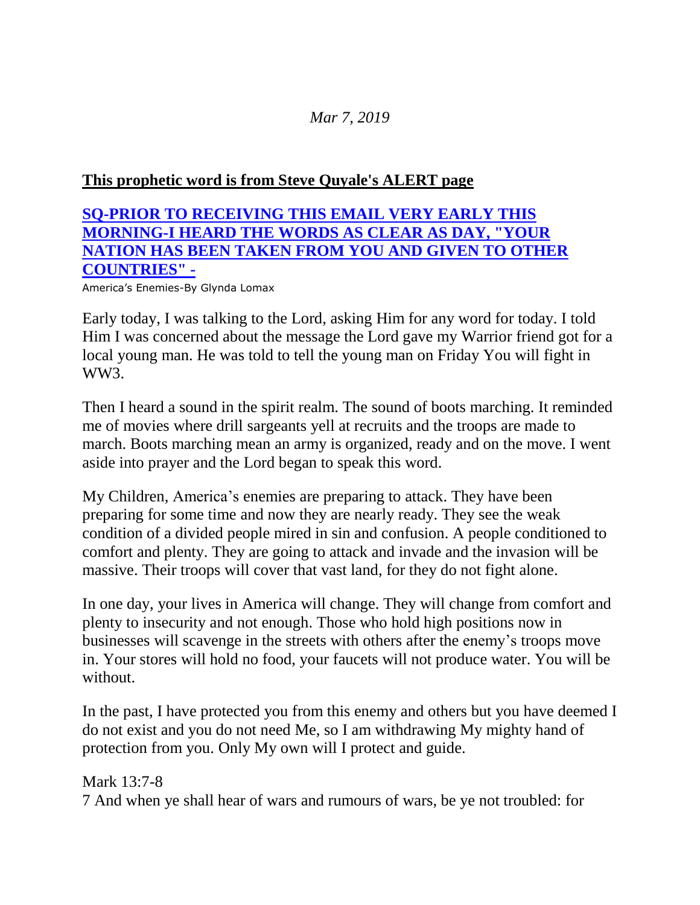*Mar 7, 2019*

**This prophetic word is from Steve Quyale's ALERT page**

**SQ-PRIOR TO RECEIVING THIS EMAIL VERY EARLY THIS MORNING-I HEARD THE WORDS AS CLEAR AS DAY, "YOUR NATION HAS BEEN TAKEN FROM YOU AND GIVEN TO OTHER COUNTRIES" -**

America's Enemies-By Glynda Lomax

Early today, I was talking to the Lord, asking Him for any word for today. I told Him I was concerned about the message the Lord gave my Warrior friend got for a local young man. He was told to tell the young man on Friday You will fight in WW3.

Then I heard a sound in the spirit realm. The sound of boots marching. It reminded me of movies where drill sargeants yell at recruits and the troops are made to march. Boots marching mean an army is organized, ready and on the move. I went aside into prayer and the Lord began to speak this word.

My Children, America's enemies are preparing to attack. They have been preparing for some time and now they are nearly ready. They see the weak condition of a divided people mired in sin and confusion. A people conditioned to comfort and plenty. They are going to attack and invade and the invasion will be massive. Their troops will cover that vast land, for they do not fight alone.

In one day, your lives in America will change. They will change from comfort and plenty to insecurity and not enough. Those who hold high positions now in businesses will scavenge in the streets with others after the enemy's troops move in. Your stores will hold no food, your faucets will not produce water. You will be without.

In the past, I have protected you from this enemy and others but you have deemed I do not exist and you do not need Me, so I am withdrawing My mighty hand of protection from you. Only My own will I protect and guide.

Mark 13:7-8
7 And when ye shall hear of wars and rumours of wars, be ye not troubled: for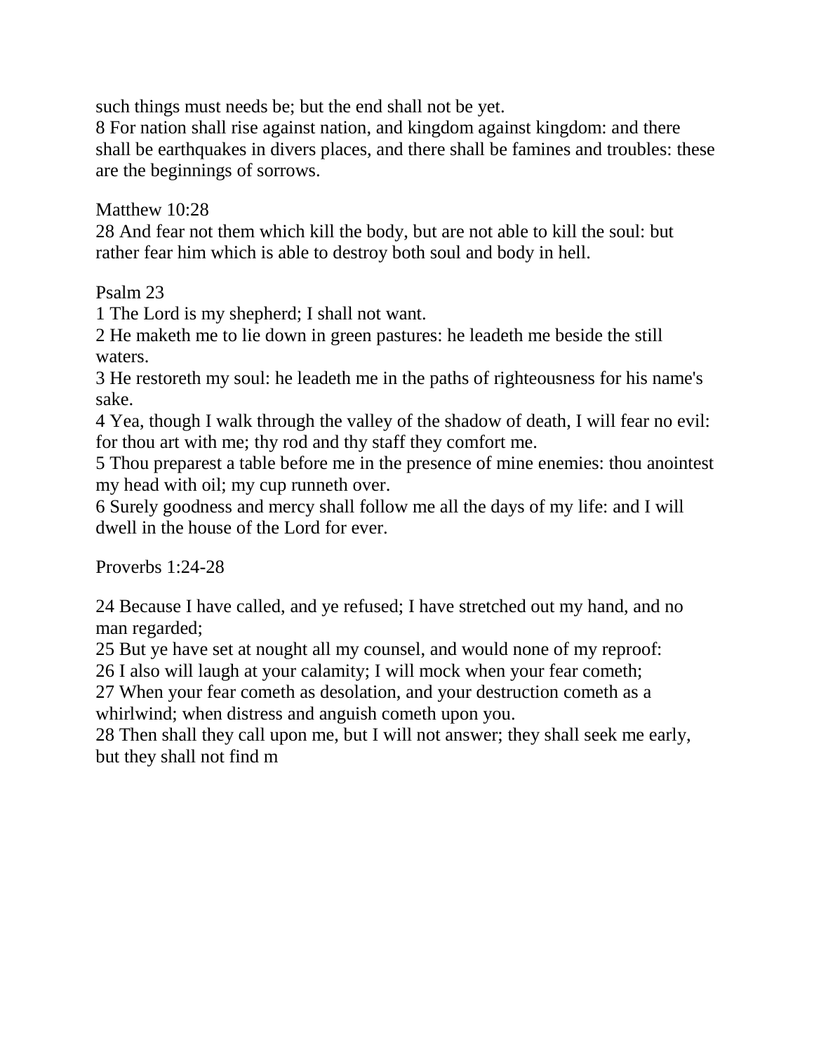such things must needs be; but the end shall not be yet.
8 For nation shall rise against nation, and kingdom against kingdom: and there shall be earthquakes in divers places, and there shall be famines and troubles: these are the beginnings of sorrows.

Matthew 10:28
28 And fear not them which kill the body, but are not able to kill the soul: but rather fear him which is able to destroy both soul and body in hell.

Psalm 23
1 The Lord is my shepherd; I shall not want.
2 He maketh me to lie down in green pastures: he leadeth me beside the still waters.
3 He restoreth my soul: he leadeth me in the paths of righteousness for his name's sake.
4 Yea, though I walk through the valley of the shadow of death, I will fear no evil: for thou art with me; thy rod and thy staff they comfort me.
5 Thou preparest a table before me in the presence of mine enemies: thou anointest my head with oil; my cup runneth over.
6 Surely goodness and mercy shall follow me all the days of my life: and I will dwell in the house of the Lord for ever.

Proverbs 1:24-28

24 Because I have called, and ye refused; I have stretched out my hand, and no man regarded;
25 But ye have set at nought all my counsel, and would none of my reproof:
26 I also will laugh at your calamity; I will mock when your fear cometh;
27 When your fear cometh as desolation, and your destruction cometh as a whirlwind; when distress and anguish cometh upon you.
28 Then shall they call upon me, but I will not answer; they shall seek me early, but they shall not find m